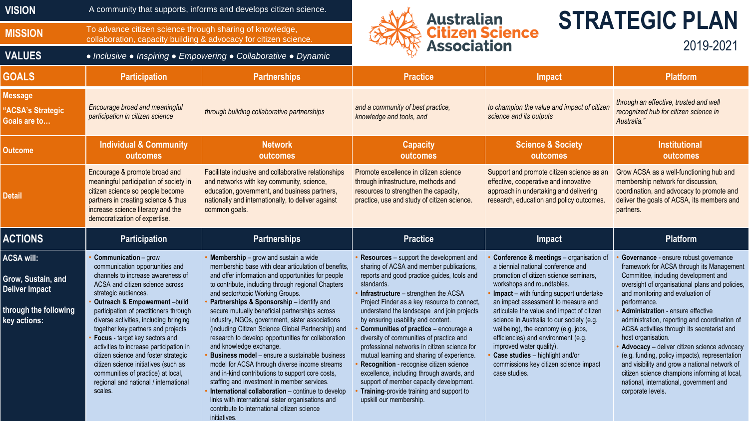# Australian Citizen Science Association

## STRATEGIC PLAN 2019-2021

**VISION** — A community that supports, informs and develops citizen science.

**MISSION** — To advance citizen science through sharing of knowledge, collaboration, capacity building & advocacy for citizen science.

**VALUES** — *• Inclusive • Inspiring • Empowering • Collaborative • Dynamic*

| GOALS | Participation | Partnerships | Practice | Impact | Platform |
|---|---|---|---|---|---|
| **Message "ACSA's Strategic Goals are to…** | *Encourage broad and meaningful participation in citizen science* | *through building collaborative partnerships* | *and a community of best practice, knowledge and tools, and* | *to champion the value and impact of citizen science and its outputs* | *through an effective, trusted and well recognized hub for citizen science in Australia."* |
| **Outcome** | **Individual & Community outcomes** | **Network outcomes** | **Capacity outcomes** | **Science & Society outcomes** | **Institutional outcomes** |
| **Detail** | Encourage & promote broad and meaningful participation of society in citizen science so people become partners in creating science & thus increase science literacy and the democratization of expertise. | Facilitate inclusive and collaborative relationships and networks with key community, science, education, government, and business partners, nationally and internationally, to deliver against common goals. | Promote excellence in citizen science through infrastructure, methods and resources to strengthen the capacity, practice, use and study of citizen science. | Support and promote citizen science as an effective, cooperative and innovative approach in undertaking and delivering research, education and policy outcomes. | Grow ACSA as a well-functioning hub and membership network for discussion, coordination, and advocacy to promote and deliver the goals of ACSA, its members and partners. |

| ACTIONS | Participation | Partnerships | Practice | Impact | Platform |
|---|---|---|---|---|---|
| **ACSA will:**<br><br>**Grow, Sustain, and Deliver Impact**<br><br>**through the following key actions:** | • **Communication** – grow communication opportunities and channels to increase awareness of ACSA and citizen science across strategic audiences.<br>• **Outreach & Empowerment** –build participation of practitioners through diverse activities, including bringing together key partners and projects<br>• **Focus** - target key sectors and activities to increase participation in citizen science and foster strategic citizen science initiatives (such as communities of practice) at local, regional and national / international scales. | • **Membership** – grow and sustain a wide membership base with clear articulation of benefits, and offer information and opportunities for people to contribute, including through regional Chapters and sector/topic Working Groups.<br>• **Partnerships & Sponsorship** – identify and secure mutually beneficial partnerships across industry, NGOs, government, sister associations (including Citizen Science Global Partnership) and research to develop opportunities for collaboration and knowledge exchange.<br>• **Business model** – ensure a sustainable business model for ACSA through diverse income streams and in-kind contributions to support core costs, staffing and investment in member services.<br>• **International collaboration** – continue to develop links with international sister organisations and contribute to international citizen science initiatives. | • **Resources** – support the development and sharing of ACSA and member publications, reports and good practice guides, tools and standards.<br>• **Infrastructure** – strengthen the ACSA Project Finder as a key resource to connect, understand the landscape and join projects by ensuring usability and content.<br>• **Communities of practice** – encourage a diversity of communities of practice and professional networks in citizen science for mutual learning and sharing of experience.<br>• **Recognition** - recognise citizen science excellence, including through awards, and support of member capacity development.<br>• **Training**-provide training and support to upskill our membership. | • **Conference & meetings** – organisation of a biennial national conference and promotion of citizen science seminars, workshops and roundtables.<br>• **Impact** – with funding support undertake an impact assessment to measure and articulate the value and impact of citizen science in Australia to our society (e.g. wellbeing), the economy (e.g. jobs, efficiencies) and environment (e.g. improved water quality).<br>• **Case studies** – highlight and/or commissions key citizen science impact case studies. | • **Governance** - ensure robust governance framework for ACSA through its Management Committee, including development and oversight of organisational plans and policies, and monitoring and evaluation of performance.<br>• **Administration** - ensure effective administration, reporting and coordination of ACSA activities through its secretariat and host organisation.<br>• **Advocacy** – deliver citizen science advocacy (e.g. funding, policy impacts), representation and visibility and grow a national network of citizen science champions informing at local, national, international, government and corporate levels. |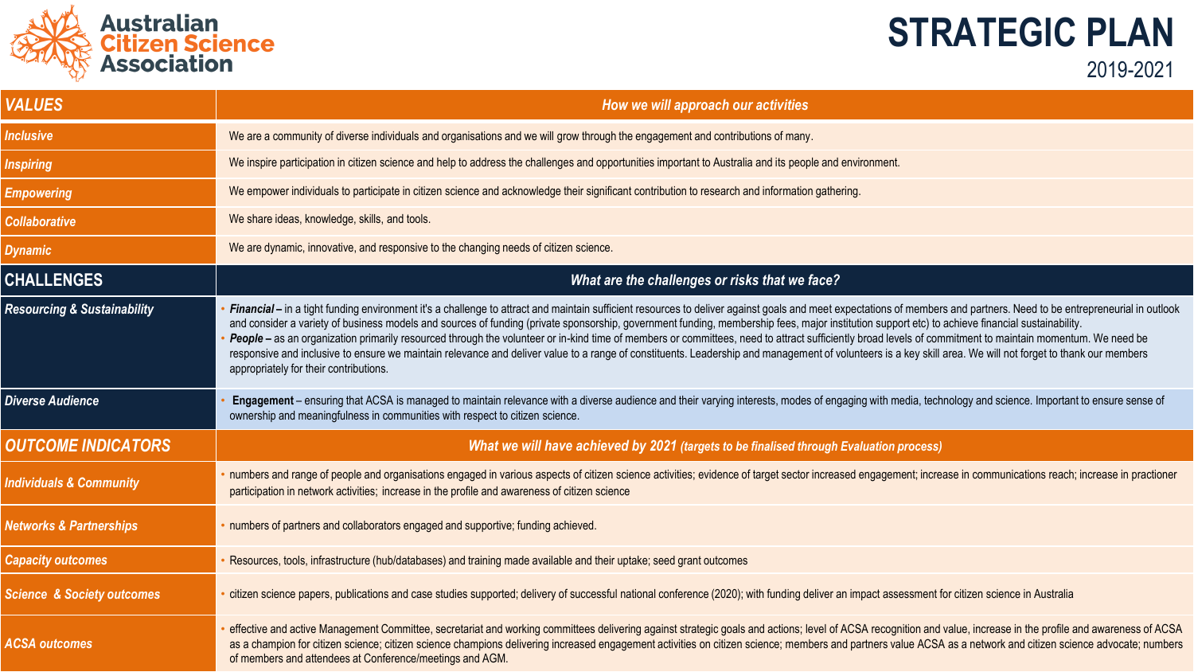Australian Citizen Science Association

# STRATEGIC PLAN

2019-2021

| | |
|---|---|
| ***VALUES*** | ***How we will approach our activities*** |
| ***Inclusive*** | We are a community of diverse individuals and organisations and we will grow through the engagement and contributions of many. |
| ***Inspiring*** | We inspire participation in citizen science and help to address the challenges and opportunities important to Australia and its people and environment. |
| ***Empowering*** | We empower individuals to participate in citizen science and acknowledge their significant contribution to research and information gathering. |
| ***Collaborative*** | We share ideas, knowledge, skills, and tools. |
| ***Dynamic*** | We are dynamic, innovative, and responsive to the changing needs of citizen science. |
| **CHALLENGES** | ***What are the challenges or risks that we face?*** |
| ***Resourcing & Sustainability*** | • ***Financial –*** in a tight funding environment it's a challenge to attract and maintain sufficient resources to deliver against goals and meet expectations of members and partners. Need to be entrepreneurial in outlook and consider a variety of business models and sources of funding (private sponsorship, government funding, membership fees, major institution support etc) to achieve financial sustainability.<br>• ***People –*** as an organization primarily resourced through the volunteer or in-kind time of members or committees, need to attract sufficiently broad levels of commitment to maintain momentum. We need be responsive and inclusive to ensure we maintain relevance and deliver value to a range of constituents. Leadership and management of volunteers is a key skill area. We will not forget to thank our members appropriately for their contributions. |
| ***Diverse Audience*** | • **Engagement** – ensuring that ACSA is managed to maintain relevance with a diverse audience and their varying interests, modes of engaging with media, technology and science. Important to ensure sense of ownership and meaningfulness in communities with respect to citizen science. |
| ***OUTCOME INDICATORS*** | ***What we will have achieved by 2021 (targets to be finalised through Evaluation process)*** |
| ***Individuals & Community*** | • numbers and range of people and organisations engaged in various aspects of citizen science activities; evidence of target sector increased engagement; increase in communications reach; increase in practioner participation in network activities; increase in the profile and awareness of citizen science |
| ***Networks & Partnerships*** | • numbers of partners and collaborators engaged and supportive; funding achieved. |
| ***Capacity outcomes*** | • Resources, tools, infrastructure (hub/databases) and training made available and their uptake; seed grant outcomes |
| ***Science & Society outcomes*** | • citizen science papers, publications and case studies supported; delivery of successful national conference (2020); with funding deliver an impact assessment for citizen science in Australia |
| ***ACSA outcomes*** | • effective and active Management Committee, secretariat and working committees delivering against strategic goals and actions; level of ACSA recognition and value, increase in the profile and awareness of ACSA as a champion for citizen science; citizen science champions delivering increased engagement activities on citizen science; members and partners value ACSA as a network and citizen science advocate; numbers of members and attendees at Conference/meetings and AGM. |